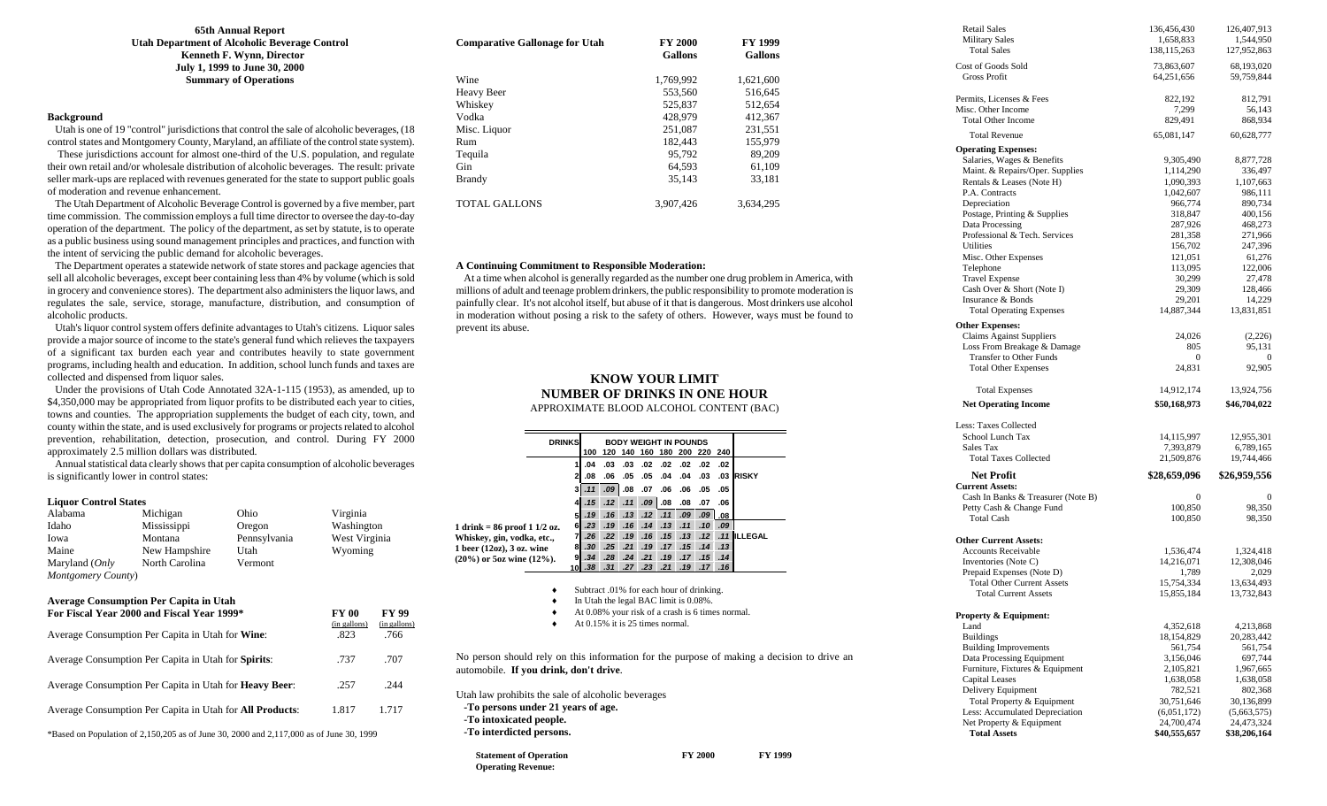**65th Annual Report**
**Utah Department of Alcoholic Beverage Control**
**Kenneth F. Wynn, Director**
**July 1, 1999 to June 30, 2000**
**Summary of Operations**

### Background

Utah is one of 19 "control" jurisdictions that control the sale of alcoholic beverages, (18 control states and Montgomery County, Maryland, an affiliate of the control state system).

These jurisdictions account for almost one-third of the U.S. population, and regulate their own retail and/or wholesale distribution of alcoholic beverages. The result: private seller mark-ups are replaced with revenues generated for the state to support public goals of moderation and revenue enhancement.

The Utah Department of Alcoholic Beverage Control is governed by a five member, part time commission. The commission employs a full time director to oversee the day-to-day operation of the department. The policy of the department, as set by statute, is to operate as a public business using sound management principles and practices, and function with the intent of servicing the public demand for alcoholic beverages.

The Department operates a statewide network of state stores and package agencies that sell all alcoholic beverages, except beer containing less than 4% by volume (which is sold in grocery and convenience stores). The department also administers the liquor laws, and regulates the sale, service, storage, manufacture, distribution, and consumption of alcoholic products.

Utah's liquor control system offers definite advantages to Utah's citizens. Liquor sales provide a major source of income to the state's general fund which relieves the taxpayers of a significant tax burden each year and contributes heavily to state government programs, including health and education. In addition, school lunch funds and taxes are collected and dispensed from liquor sales.

Under the provisions of Utah Code Annotated 32A-1-115 (1953), as amended, up to $4,350,000 may be appropriated from liquor profits to be distributed each year to cities, towns and counties. The appropriation supplements the budget of each city, town, and county within the state, and is used exclusively for programs or projects related to alcohol prevention, rehabilitation, detection, prosecution, and control. During FY 2000 approximately 2.5 million dollars was distributed.

Annual statistical data clearly shows that per capita consumption of alcoholic beverages is significantly lower in control states:

**Liquor Control States**

| | | | |
|---|---|---|---|
| Alabama | Michigan | Ohio | Virginia |
| Idaho | Mississippi | Oregon | Washington |
| Iowa | Montana | Pennsylvania | West Virginia |
| Maine | New Hampshire | Utah | Wyoming |
| Maryland (*Only Montgomery County*) | North Carolina | Vermont | |

**Average Consumption Per Capita in Utah For Fiscal Year 2000 and Fiscal Year 1999***

| | FY 00 (in gallons) | FY 99 (in gallons) |
|---|---|---|
| Average Consumption Per Capita in Utah for **Wine**: | .823 | .766 |
| Average Consumption Per Capita in Utah for **Spirits**: | .737 | .707 |
| Average Consumption Per Capita in Utah for **Heavy Beer**: | .257 | .244 |
| Average Consumption Per Capita in Utah for **All Products**: | 1.817 | 1.717 |

*Based on Population of 2,150,205 as of June 30, 2000 and 2,117,000 as of June 30, 1999

| Comparative Gallonage for Utah | FY 2000 Gallons | FY 1999 Gallons |
|---|---|---|
| Wine | 1,769,992 | 1,621,600 |
| Heavy Beer | 553,560 | 516,645 |
| Whiskey | 525,837 | 512,654 |
| Vodka | 428,979 | 412,367 |
| Misc. Liquor | 251,087 | 231,551 |
| Rum | 182,443 | 155,979 |
| Tequila | 95,792 | 89,209 |
| Gin | 64,593 | 61,109 |
| Brandy | 35,143 | 33,181 |
| TOTAL GALLONS | 3,907,426 | 3,634,295 |

### A Continuing Commitment to Responsible Moderation:

At a time when alcohol is generally regarded as the number one drug problem in America, with millions of adult and teenage problem drinkers, the public responsibility to promote moderation is painfully clear. It's not alcohol itself, but abuse of it that is dangerous. Most drinkers use alcohol in moderation without posing a risk to the safety of others. However, ways must be found to prevent its abuse.

## KNOW YOUR LIMIT
## NUMBER OF DRINKS IN ONE HOUR
APPROXIMATE BLOOD ALCOHOL CONTENT (BAC)

| DRINKS | 100 | 120 | 140 | 160 | 180 | 200 | 220 | 240 | |
|---|---|---|---|---|---|---|---|---|---|
| | BODY WEIGHT IN POUNDS | | | | | | | | |
| 1 | .04 | .03 | .03 | .02 | .02 | .02 | .02 | .02 | |
| 2 | .08 | .06 | .05 | .05 | .04 | .04 | .03 | .03 | RISKY |
| 3 | .11 | .09 | .08 | .07 | .06 | .06 | .05 | .05 | |
| 4 | .15 | .12 | .11 | .09 | .08 | .08 | .07 | .06 | |
| 5 | .19 | .16 | .13 | .12 | .11 | .09 | .09 | .08 | |
| 6 | .23 | .19 | .16 | .14 | .13 | .11 | .10 | .09 | |
| 7 | .26 | .22 | .19 | .16 | .15 | .13 | .12 | .11 | ILLEGAL |
| 8 | .30 | .25 | .21 | .19 | .17 | .15 | .14 | .13 | |
| 9 | .34 | .28 | .24 | .21 | .19 | .17 | .15 | .14 | |
| 10 | .38 | .31 | .27 | .23 | .21 | .19 | .17 | .16 | |

1 drink = 86 proof 1 1/2 oz. Whiskey, gin, vodka, etc., 1 beer (12oz), 3 oz. wine (20%) or 5oz wine (12%).

- Subtract .01% for each hour of drinking.
- In Utah the legal BAC limit is 0.08%.
- At 0.08% your risk of a crash is 6 times normal.
- At 0.15% it is 25 times normal.

No person should rely on this information for the purpose of making a decision to drive an automobile. **If you drink, don't drive**.

Utah law prohibits the sale of alcoholic beverages
**-To persons under 21 years of age.**
**-To intoxicated people.**
**-To interdicted persons.**

| Statement of Operation | FY 2000 | FY 1999 |
|---|---|---|
| **Operating Revenue:** | | |
| Retail Sales | 136,456,430 | 126,407,913 |
| Military Sales | 1,658,833 | 1,544,950 |
| Total Sales | 138,115,263 | 127,952,863 |
| Cost of Goods Sold | 73,863,607 | 68,193,020 |
| Gross Profit | 64,251,656 | 59,759,844 |
| Permits, Licenses & Fees | 822,192 | 812,791 |
| Misc. Other Income | 7,299 | 56,143 |
| Total Other Income | 829,491 | 868,934 |
| Total Revenue | 65,081,147 | 60,628,777 |
| **Operating Expenses:** | | |
| Salaries, Wages & Benefits | 9,305,490 | 8,877,728 |
| Maint. & Repairs/Oper. Supplies | 1,114,290 | 336,497 |
| Rentals & Leases (Note H) | 1,090,393 | 1,107,663 |
| P.A. Contracts | 1,042,607 | 986,111 |
| Depreciation | 966,774 | 890,734 |
| Postage, Printing & Supplies | 318,847 | 400,156 |
| Data Processing | 287,926 | 468,273 |
| Professional & Tech. Services | 281,358 | 271,966 |
| Utilities | 156,702 | 247,396 |
| Misc. Other Expenses | 121,051 | 61,276 |
| Telephone | 113,095 | 122,006 |
| Travel Expense | 30,299 | 27,478 |
| Cash Over & Short (Note I) | 29,309 | 128,466 |
| Insurance & Bonds | 29,201 | 14,229 |
| Total Operating Expenses | 14,887,344 | 13,831,851 |
| **Other Expenses:** | | |
| Claims Against Suppliers | 24,026 | (2,226) |
| Loss From Breakage & Damage | 805 | 95,131 |
| Transfer to Other Funds | 0 | 0 |
| Total Other Expenses | 24,831 | 92,905 |
| Total Expenses | 14,912,174 | 13,924,756 |
| **Net Operating Income** | **$50,168,973** | **$46,704,022** |
| Less: Taxes Collected | | |
| School Lunch Tax | 14,115,997 | 12,955,301 |
| Sales Tax | 7,393,879 | 6,789,165 |
| Total Taxes Collected | 21,509,876 | 19,744,466 |
| **Net Profit** | **$28,659,096** | **$26,959,556** |
| **Current Assets:** | | |
| Cash In Banks & Treasurer (Note B) | 0 | 0 |
| Petty Cash & Change Fund | 100,850 | 98,350 |
| Total Cash | 100,850 | 98,350 |
| **Other Current Assets:** | | |
| Accounts Receivable | 1,536,474 | 1,324,418 |
| Inventories (Note C) | 14,216,071 | 12,308,046 |
| Prepaid Expenses (Note D) | 1,789 | 2,029 |
| Total Other Current Assets | 15,754,334 | 13,634,493 |
| Total Current Assets | 15,855,184 | 13,732,843 |
| **Property & Equipment:** | | |
| Land | 4,352,618 | 4,213,868 |
| Buildings | 18,154,829 | 20,283,442 |
| Building Improvements | 561,754 | 561,754 |
| Data Processing Equipment | 3,156,046 | 697,744 |
| Furniture, Fixtures & Equipment | 2,105,821 | 1,967,665 |
| Capital Leases | 1,638,058 | 1,638,058 |
| Delivery Equipment | 782,521 | 802,368 |
| Total Property & Equipment | 30,751,646 | 30,136,899 |
| Less: Accumulated Depreciation | (6,051,172) | (5,663,575) |
| Net Property & Equipment | 24,700,474 | 24,473,324 |
| **Total Assets** | **$40,555,657** | **$38,206,164** |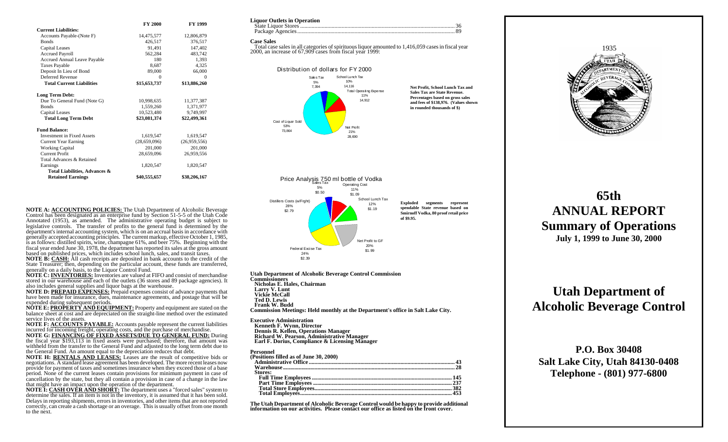| | FY 2000 | FY 1999 |
|---|---|---|
| **Current Liabilities:** | | |
| Accounts Payable-(Note F) | 14,475,577 | 12,806,879 |
| Bonds | 426,517 | 376,517 |
| Capital Leases | 91,491 | 147,402 |
| Accrued Payroll | 562,284 | 483,742 |
| Accrued Annual Leave Payable | 180 | 1,393 |
| Taxes Payable | 8,687 | 4,325 |
| Deposit In Lieu of Bond | 89,000 | 66,000 |
| Deferred Revenue | 0 | 0 |
| **Total Current Liabilities** | **$15,653,737** | **$13,886,260** |
| **Long Term Debt:** | | |
| Due To General Fund (Note G) | 10,998,635 | 11,377,387 |
| Bonds | 1,559,260 | 1,371,977 |
| Capital Leases | 10,523,480 | 9,749,997 |
| **Total Long Term Debt** | **$23,081,374** | **$22,499,361** |
| **Fund Balance:** | | |
| Investment in Fixed Assets | 1,619,547 | 1,619,547 |
| Current Year Earning | (28,659,096) | (26,959,556) |
| Working Capital | 201,000 | 201,000 |
| Current Profit | 28,659,096 | 26,959,556 |
| Total Advances & Retained Earnings | 1,820,547 | 1,820,547 |
| **Total Liabilities, Advances & Retained Earnings** | **$40,555,657** | **$38,206,167** |

**NOTE A: ACCOUNTING POLICIES:** The Utah Department of Alcoholic Beverage Control has been designated as an enterprise fund by Section 51-5-5 of the Utah Code Annotated (1953), as amended. The administrative operating budget is subject to legislative controls. The transfer of profits to the general fund is determined by the department's internal accounting system, which is on an accrual basis in accordance with generally accepted accounting principles. The current markup, effective October 1, 1985, is as follows: distilled spirits, wine, champagne 61%, and beer 75%. Beginning with the fiscal year ended June 30, 1978, the department has reported its sales at the gross amount based on published prices, which includes school lunch, sales, and transit taxes.

**NOTE B: CASH:** All cash receipts are deposited in bank accounts to the credit of the State Treasurer; then, depending on the particular account, these funds are transferred, generally on a daily basis, to the Liquor Control Fund.

**NOTE C: INVENTORIES:** Inventories are valued at FIFO and consist of merchandise stored in our warehouse and each of the outlets (36 stores and 89 package agencies). It also includes general supplies and liquor bags at the warehouse.

**NOTE D: PREPAID EXPENSES:** Prepaid expenses consist of advance payments that have been made for insurance, dues, maintenance agreements, and postage that will be expended during subsequent periods.

**NOTE E: PROPERTY AND EQUIPMENT:** Property and equipment are stated on the balance sheet at cost and are depreciated on the straight-line method over the estimated service lives of the assets.

**NOTE F: ACCOUNTS PAYABLE:** Accounts payable represent the current liabilities incurred for incoming freight, operating costs, and the purchase of merchandise.

**NOTE G: FINANCING OF FIXED ASSETS/DUE TO GENERAL FUND:** During the fiscal year $193,113 in fixed assets were purchased; therefore, that amount was withheld from the transfer to the General Fund and adjusted to the long term debt due to the General Fund. An amount equal to the depreciation reduces that debt.

**NOTE H: RENTALS AND LEASES:** Leases are the result of competitive bids or negotiations. A standard lease agreement has been developed. The more recent leases now provide for payment of taxes and sometimes insurance when they exceed those of a base period. None of the current leases contain provisions for minimum payment in case of cancellation by the state, but they all contain a provision in case of a change in the law that might have an impact upon the operation of the department.

**NOTE I: CASH OVER AND SHORT:** The department uses a "forced sales" system to determine the sales. If an item is not in the inventory, it is assumed that it has been sold. Delays in reporting shipments, errors in inventories, and other items that are not reported correctly, can create a cash shortage or an overage. This is usually offset from one month to the next.

**Liquor Outlets in Operation**

| | |
|---|---|
| State Liquor Stores | 36 |
| Package Agencies | 89 |

**Case Sales**

Total case sales in all categories of spirituous liquor amounted to 1,416,059 cases in fiscal year 2000, an increase of 67,909 cases from fiscal year 1999:

Distribution of dollars for FY 2000

Sales Tax 5% 7,394
School Lunch Tax 10% 14,116
Total Operating Expense 11% 14,912
Net Profit 21% 28,690
Cost of Liquor Sold 53% 73,864

**Net Profit, School Lunch Tax and Sales Tax are State Revenue. Percentages based on gross sales and fees of $138,976. (Values shown in rounded thousands of $)**

Price Analysis 750 ml bottle of Vodka

Sales Tax 5% $0.50
Operating Cost 11% $1.09
School Lunch Tax 12% $1.19
Net Profit to GF 20% $1.99
Federal Excise Tax 24% $2.39
Distillers Costs (w/Frght) 28% $2.79

**Exploded segments represent spendable State revenue based on Smirnoff Vodka, 80 proof retail price of $9.95.**

**Utah Department of Alcoholic Beverage Control Commission**

**Commissioners**
- **Nicholas E. Hales, Chairman**
- **Larry V. Lunt**
- **Vickie McCall**
- **Ted D. Lewis**
- **Frank W. Budd**

**Commission Meetings: Held monthly at the Department's office in Salt Lake City.**

**Executive Administration**
- **Kenneth F. Wynn, Director**
- **Dennis R. Kellen, Operations Manager**
- **Richard W. Pearson, Administrative Manager**
- **Earl F. Dorius, Compliance & Licensing Manager**

**Personnel**
**(Positions filled as of June 30, 2000)**

| | |
|---|---|
| **Administrative Office** | **43** |
| **Warehouse** | **28** |
| **Stores:** | |
| **Full Time Employees** | **145** |
| **Part Time Employees** | **237** |
| **Total Store Employees** | **382** |
| **Total Employees** | **453** |

**The Utah Department of Alcoholic Beverage Control would be happy to provide additional information on our activities. Please contact our office as listed on the front cover.**

1935

UTAH DEPARTMENT OF ALCOHOLIC BEVERAGE CONTROL

# 65th ANNUAL REPORT
# Summary of Operations
**July 1, 1999 to June 30, 2000**

# Utah Department of Alcoholic Beverage Control

**P.O. Box 30408**
**Salt Lake City, Utah 84130-0408**
**Telephone - (801) 977-6800**